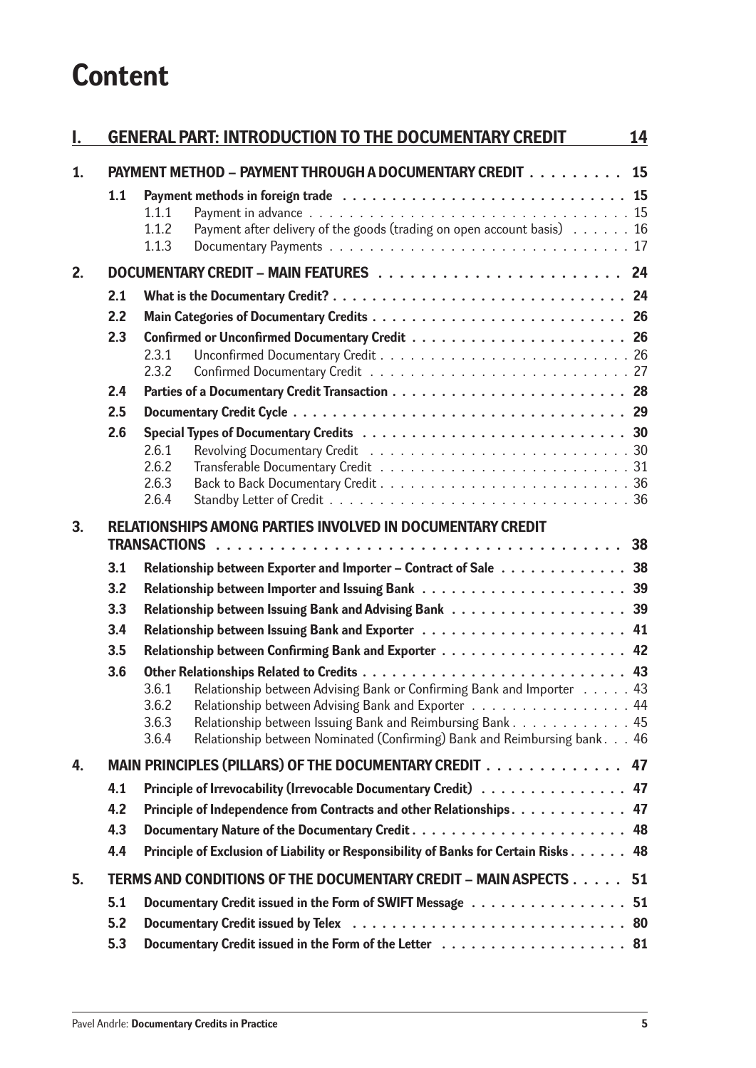# Content

| | | | |
|---|---|---|---|
| **I.** | **GENERAL PART: INTRODUCTION TO THE DOCUMENTARY CREDIT** | | **14** |
| **1.** | **PAYMENT METHOD – PAYMENT THROUGH A DOCUMENTARY CREDIT** | | **15** |
| | **1.1** | **Payment methods in foreign trade** | **15** |
| | 1.1.1 | Payment in advance | 15 |
| | 1.1.2 | Payment after delivery of the goods (trading on open account basis) | 16 |
| | 1.1.3 | Documentary Payments | 17 |
| **2.** | **DOCUMENTARY CREDIT – MAIN FEATURES** | | **24** |
| | **2.1** | **What is the Documentary Credit?** | **24** |
| | **2.2** | **Main Categories of Documentary Credits** | **26** |
| | **2.3** | **Confirmed or Unconfirmed Documentary Credit** | **26** |
| | 2.3.1 | Unconfirmed Documentary Credit | 26 |
| | 2.3.2 | Confirmed Documentary Credit | 27 |
| | **2.4** | **Parties of a Documentary Credit Transaction** | **28** |
| | **2.5** | **Documentary Credit Cycle** | **29** |
| | **2.6** | **Special Types of Documentary Credits** | **30** |
| | 2.6.1 | Revolving Documentary Credit | 30 |
| | 2.6.2 | Transferable Documentary Credit | 31 |
| | 2.6.3 | Back to Back Documentary Credit | 36 |
| | 2.6.4 | Standby Letter of Credit | 36 |
| **3.** | **RELATIONSHIPS AMONG PARTIES INVOLVED IN DOCUMENTARY CREDIT TRANSACTIONS** | | **38** |
| | **3.1** | **Relationship between Exporter and Importer – Contract of Sale** | **38** |
| | **3.2** | **Relationship between Importer and Issuing Bank** | **39** |
| | **3.3** | **Relationship between Issuing Bank and Advising Bank** | **39** |
| | **3.4** | **Relationship between Issuing Bank and Exporter** | **41** |
| | **3.5** | **Relationship between Confirming Bank and Exporter** | **42** |
| | **3.6** | **Other Relationships Related to Credits** | **43** |
| | 3.6.1 | Relationship between Advising Bank or Confirming Bank and Importer | 43 |
| | 3.6.2 | Relationship between Advising Bank and Exporter | 44 |
| | 3.6.3 | Relationship between Issuing Bank and Reimbursing Bank | 45 |
| | 3.6.4 | Relationship between Nominated (Confirming) Bank and Reimbursing bank | 46 |
| **4.** | **MAIN PRINCIPLES (PILLARS) OF THE DOCUMENTARY CREDIT** | | **47** |
| | **4.1** | **Principle of Irrevocability (Irrevocable Documentary Credit)** | **47** |
| | **4.2** | **Principle of Independence from Contracts and other Relationships** | **47** |
| | **4.3** | **Documentary Nature of the Documentary Credit** | **48** |
| | **4.4** | **Principle of Exclusion of Liability or Responsibility of Banks for Certain Risks** | **48** |
| **5.** | **TERMS AND CONDITIONS OF THE DOCUMENTARY CREDIT – MAIN ASPECTS** | | **51** |
| | **5.1** | **Documentary Credit issued in the Form of SWIFT Message** | **51** |
| | **5.2** | **Documentary Credit issued by Telex** | **80** |
| | **5.3** | **Documentary Credit issued in the Form of the Letter** | **81** |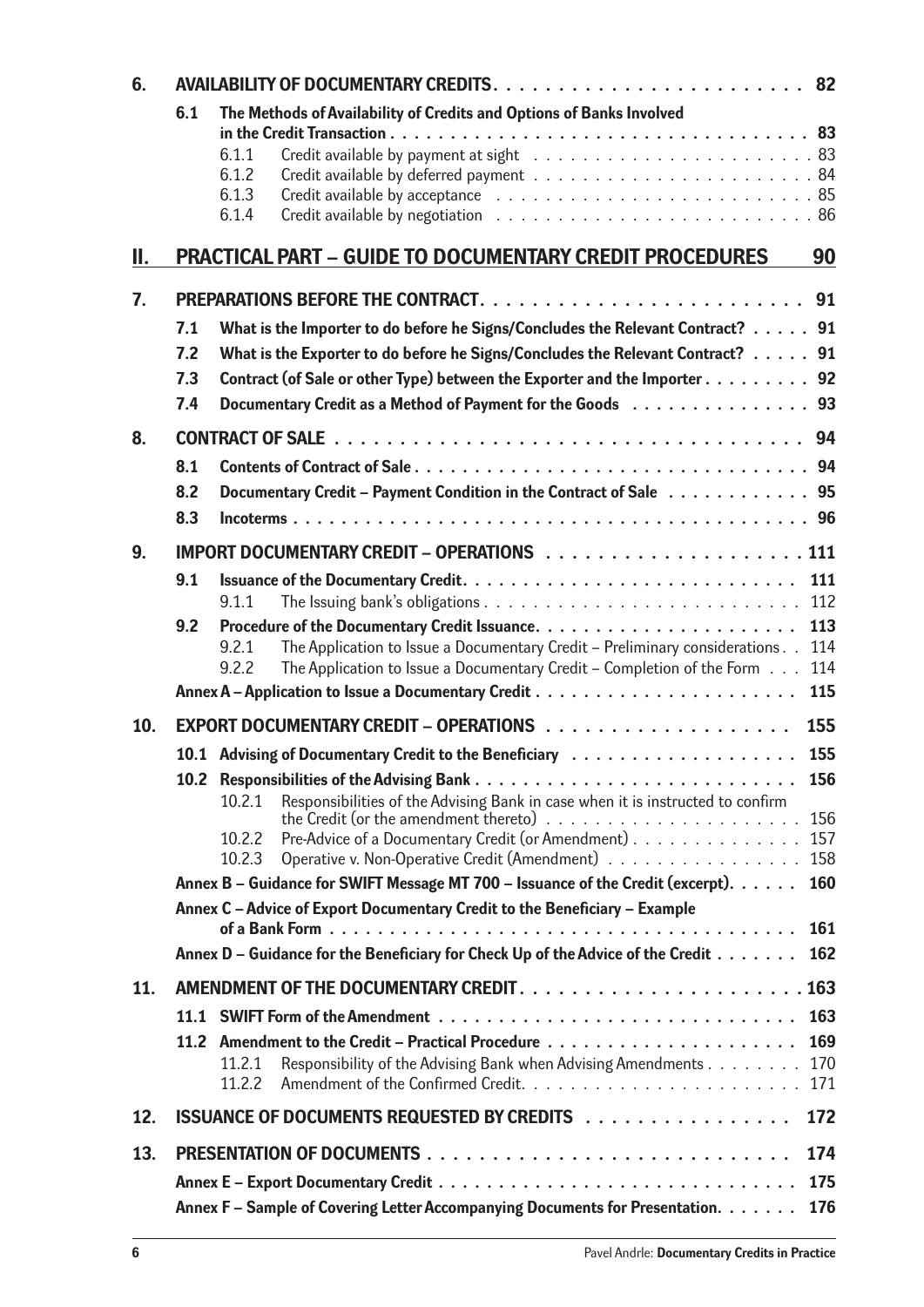**6. AVAILABILITY OF DOCUMENTARY CREDITS . . . 82**

- **6.1 The Methods of Availability of Credits and Options of Banks Involved in the Credit Transaction . . . 83**
  - 6.1.1 Credit available by payment at sight . . . 83
  - 6.1.2 Credit available by deferred payment . . . 84
  - 6.1.3 Credit available by acceptance . . . 85
  - 6.1.4 Credit available by negotiation . . . 86

## II. PRACTICAL PART – GUIDE TO DOCUMENTARY CREDIT PROCEDURES 90

**7. PREPARATIONS BEFORE THE CONTRACT . . . 91**

- **7.1 What is the Importer to do before he Signs/Concludes the Relevant Contract? . . . 91**
- **7.2 What is the Exporter to do before he Signs/Concludes the Relevant Contract? . . . 91**
- **7.3 Contract (of Sale or other Type) between the Exporter and the Importer . . . 92**
- **7.4 Documentary Credit as a Method of Payment for the Goods . . . 93**

**8. CONTRACT OF SALE . . . 94**

- **8.1 Contents of Contract of Sale . . . 94**
- **8.2 Documentary Credit – Payment Condition in the Contract of Sale . . . 95**
- **8.3 Incoterms . . . 96**

**9. IMPORT DOCUMENTARY CREDIT – OPERATIONS . . . 111**

- **9.1 Issuance of the Documentary Credit . . . 111**
  - 9.1.1 The Issuing bank's obligations . . . 112
- **9.2 Procedure of the Documentary Credit Issuance . . . 113**
  - 9.2.1 The Application to Issue a Documentary Credit – Preliminary considerations . . 114
  - 9.2.2 The Application to Issue a Documentary Credit – Completion of the Form . . . 114
- **Annex A – Application to Issue a Documentary Credit . . . 115**

**10. EXPORT DOCUMENTARY CREDIT – OPERATIONS . . . 155**

- **10.1 Advising of Documentary Credit to the Beneficiary . . . 155**
- **10.2 Responsibilities of the Advising Bank . . . 156**
  - 10.2.1 Responsibilities of the Advising Bank in case when it is instructed to confirm the Credit (or the amendment thereto) . . . 156
  - 10.2.2 Pre-Advice of a Documentary Credit (or Amendment) . . . 157
  - 10.2.3 Operative v. Non-Operative Credit (Amendment) . . . 158
- **Annex B – Guidance for SWIFT Message MT 700 – Issuance of the Credit (excerpt) . . . 160**
- **Annex C – Advice of Export Documentary Credit to the Beneficiary – Example of a Bank Form . . . 161**
- **Annex D – Guidance for the Beneficiary for Check Up of the Advice of the Credit . . . 162**

**11. AMENDMENT OF THE DOCUMENTARY CREDIT . . . 163**

- **11.1 SWIFT Form of the Amendment . . . 163**
- **11.2 Amendment to the Credit – Practical Procedure . . . 169**
  - 11.2.1 Responsibility of the Advising Bank when Advising Amendments . . . 170
  - 11.2.2 Amendment of the Confirmed Credit . . . 171

**12. ISSUANCE OF DOCUMENTS REQUESTED BY CREDITS . . . 172**

**13. PRESENTATION OF DOCUMENTS . . . 174**

- **Annex E – Export Documentary Credit . . . 175**
- **Annex F – Sample of Covering Letter Accompanying Documents for Presentation . . . 176**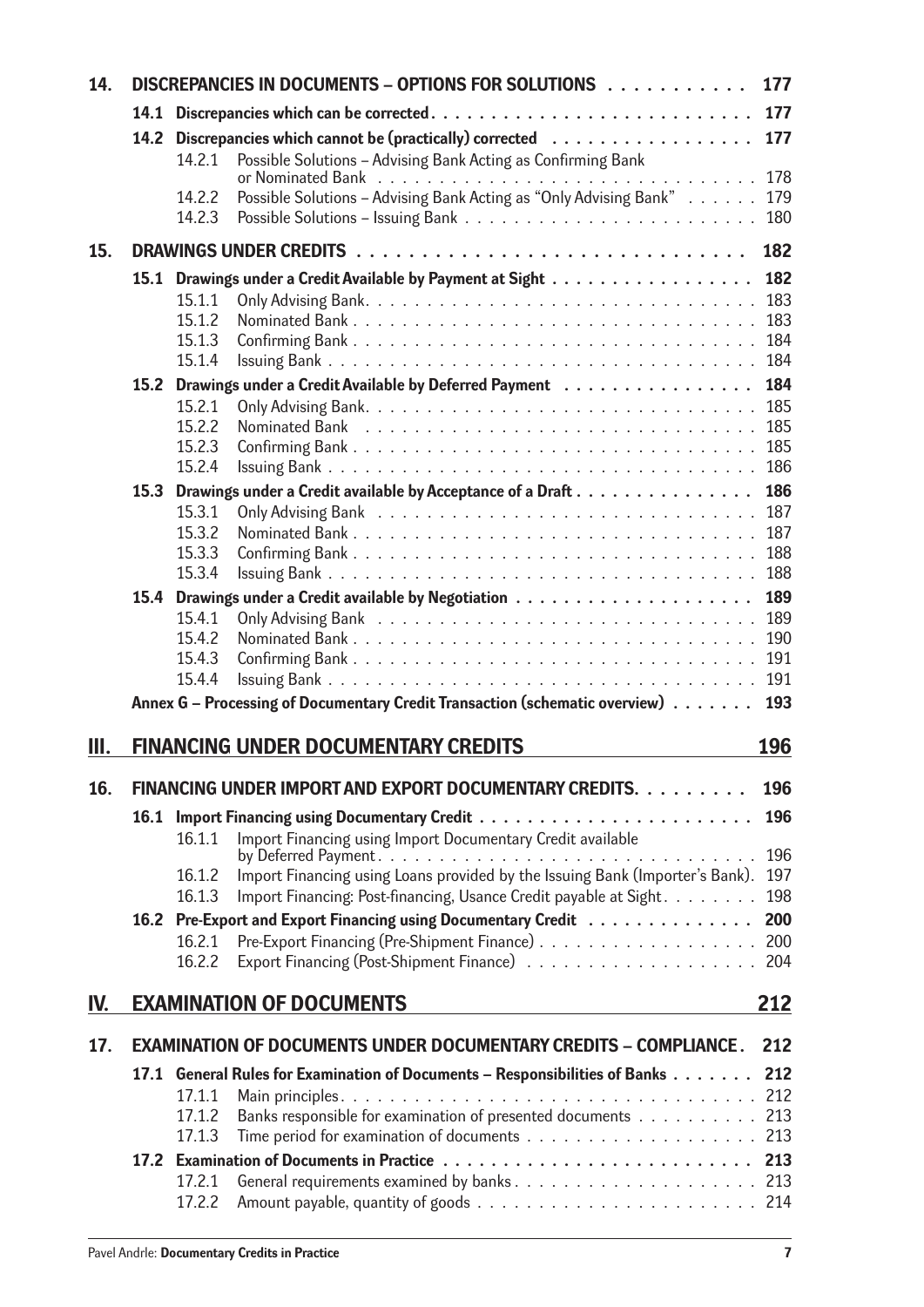**14. DISCREPANCIES IN DOCUMENTS – OPTIONS FOR SOLUTIONS** . . . . . . . . . . . 177

**14.1 Discrepancies which can be corrected** . . . . . . . . . . . . . . . . . . . . . . . . . 177

**14.2 Discrepancies which cannot be (practically) corrected** . . . . . . . . . . . . . . . . 177

- 14.2.1 Possible Solutions – Advising Bank Acting as Confirming Bank or Nominated Bank . . . . . . . . . . . . . . . . . . . . . . . . . . . . . . . 178
- 14.2.2 Possible Solutions – Advising Bank Acting as "Only Advising Bank" . . . . . . 179
- 14.2.3 Possible Solutions – Issuing Bank . . . . . . . . . . . . . . . . . . . . . . . 180

**15. DRAWINGS UNDER CREDITS** . . . . . . . . . . . . . . . . . . . . . . . . . . . . 182

**15.1 Drawings under a Credit Available by Payment at Sight** . . . . . . . . . . . . . . . . 182

- 15.1.1 Only Advising Bank. . . . . . . . . . . . . . . . . . . . . . . . . . . . . . 183
- 15.1.2 Nominated Bank . . . . . . . . . . . . . . . . . . . . . . . . . . . . . . . 183
- 15.1.3 Confirming Bank . . . . . . . . . . . . . . . . . . . . . . . . . . . . . . . 184
- 15.1.4 Issuing Bank . . . . . . . . . . . . . . . . . . . . . . . . . . . . . . . . . 184

**15.2 Drawings under a Credit Available by Deferred Payment** . . . . . . . . . . . . . . . 184

- 15.2.1 Only Advising Bank. . . . . . . . . . . . . . . . . . . . . . . . . . . . . . 185
- 15.2.2 Nominated Bank . . . . . . . . . . . . . . . . . . . . . . . . . . . . . . . 185
- 15.2.3 Confirming Bank . . . . . . . . . . . . . . . . . . . . . . . . . . . . . . . 185
- 15.2.4 Issuing Bank . . . . . . . . . . . . . . . . . . . . . . . . . . . . . . . . . 186

**15.3 Drawings under a Credit available by Acceptance of a Draft** . . . . . . . . . . . . . . 186

- 15.3.1 Only Advising Bank . . . . . . . . . . . . . . . . . . . . . . . . . . . . . . 187
- 15.3.2 Nominated Bank . . . . . . . . . . . . . . . . . . . . . . . . . . . . . . . 187
- 15.3.3 Confirming Bank . . . . . . . . . . . . . . . . . . . . . . . . . . . . . . . 188
- 15.3.4 Issuing Bank . . . . . . . . . . . . . . . . . . . . . . . . . . . . . . . . . 188

**15.4 Drawings under a Credit available by Negotiation** . . . . . . . . . . . . . . . . . . . 189

- 15.4.1 Only Advising Bank . . . . . . . . . . . . . . . . . . . . . . . . . . . . . . 189
- 15.4.2 Nominated Bank . . . . . . . . . . . . . . . . . . . . . . . . . . . . . . . 190
- 15.4.3 Confirming Bank . . . . . . . . . . . . . . . . . . . . . . . . . . . . . . . 191
- 15.4.4 Issuing Bank . . . . . . . . . . . . . . . . . . . . . . . . . . . . . . . . . 191

**Annex G – Processing of Documentary Credit Transaction (schematic overview)** . . . . . . . 193

## III. FINANCING UNDER DOCUMENTARY CREDITS 196

**16. FINANCING UNDER IMPORT AND EXPORT DOCUMENTARY CREDITS.** . . . . . . . . . 196

**16.1 Import Financing using Documentary Credit** . . . . . . . . . . . . . . . . . . . . . . 196

- 16.1.1 Import Financing using Import Documentary Credit available by Deferred Payment. . . . . . . . . . . . . . . . . . . . . . . . . . . . . . 196
- 16.1.2 Import Financing using Loans provided by the Issuing Bank (Importer's Bank). 197
- 16.1.3 Import Financing: Post-financing, Usance Credit payable at Sight. . . . . . . . 198

**16.2 Pre-Export and Export Financing using Documentary Credit** . . . . . . . . . . . . . 200

- 16.2.1 Pre-Export Financing (Pre-Shipment Finance) . . . . . . . . . . . . . . . . . 200
- 16.2.2 Export Financing (Post-Shipment Finance) . . . . . . . . . . . . . . . . . . 204

## IV. EXAMINATION OF DOCUMENTS 212

**17. EXAMINATION OF DOCUMENTS UNDER DOCUMENTARY CREDITS – COMPLIANCE.** 212

**17.1 General Rules for Examination of Documents – Responsibilities of Banks** . . . . . . . 212

- 17.1.1 Main principles. . . . . . . . . . . . . . . . . . . . . . . . . . . . . . . . . 212
- 17.1.2 Banks responsible for examination of presented documents . . . . . . . . . . 213
- 17.1.3 Time period for examination of documents . . . . . . . . . . . . . . . . . . 213

**17.2 Examination of Documents in Practice** . . . . . . . . . . . . . . . . . . . . . . . . . 213

- 17.2.1 General requirements examined by banks . . . . . . . . . . . . . . . . . . . 213
- 17.2.2 Amount payable, quantity of goods . . . . . . . . . . . . . . . . . . . . . . 214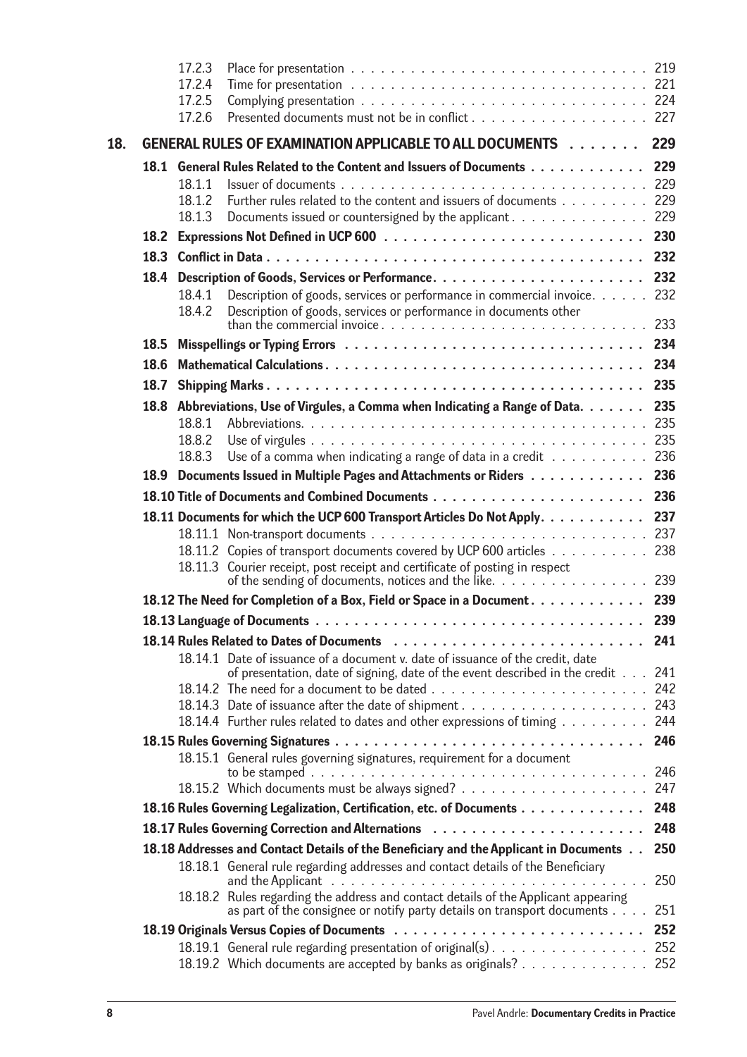- 17.2.3 Place for presentation . . . . . . . . . . . . . . . . . . . . . . . . . . . . . 219
- 17.2.4 Time for presentation . . . . . . . . . . . . . . . . . . . . . . . . . . . . . 221
- 17.2.5 Complying presentation . . . . . . . . . . . . . . . . . . . . . . . . . . . . 224
- 17.2.6 Presented documents must not be in conflict . . . . . . . . . . . . . . . . . . 227

**18. GENERAL RULES OF EXAMINATION APPLICABLE TO ALL DOCUMENTS . . . . . . . 229**

**18.1 General Rules Related to the Content and Issuers of Documents . . . . . . . . . . . . 229**

- 18.1.1 Issuer of documents . . . . . . . . . . . . . . . . . . . . . . . . . . . . . . 229
- 18.1.2 Further rules related to the content and issuers of documents . . . . . . . . . 229
- 18.1.3 Documents issued or countersigned by the applicant . . . . . . . . . . . . . . 229

**18.2 Expressions Not Defined in UCP 600 . . . . . . . . . . . . . . . . . . . . . . . . . 230**

**18.3 Conflict in Data . . . . . . . . . . . . . . . . . . . . . . . . . . . . . . . . . . . 232**

**18.4 Description of Goods, Services or Performance. . . . . . . . . . . . . . . . . . . . . 232**

- 18.4.1 Description of goods, services or performance in commercial invoice. . . . . . 232
- 18.4.2 Description of goods, services or performance in documents other than the commercial invoice . . . . . . . . . . . . . . . . . . . . . . . . . . 233

**18.5 Misspellings or Typing Errors . . . . . . . . . . . . . . . . . . . . . . . . . . . . 234**

**18.6 Mathematical Calculations . . . . . . . . . . . . . . . . . . . . . . . . . . . . . . 234**

**18.7 Shipping Marks . . . . . . . . . . . . . . . . . . . . . . . . . . . . . . . . . . . 235**

**18.8 Abbreviations, Use of Virgules, a Comma when Indicating a Range of Data. . . . . . . 235**

- 18.8.1 Abbreviations. . . . . . . . . . . . . . . . . . . . . . . . . . . . . . . . . . 235
- 18.8.2 Use of virgules . . . . . . . . . . . . . . . . . . . . . . . . . . . . . . . . . 235
- 18.8.3 Use of a comma when indicating a range of data in a credit . . . . . . . . . . 236

**18.9 Documents Issued in Multiple Pages and Attachments or Riders . . . . . . . . . . . . 236**

**18.10 Title of Documents and Combined Documents . . . . . . . . . . . . . . . . . . . . . 236**

**18.11 Documents for which the UCP 600 Transport Articles Do Not Apply. . . . . . . . . . . 237**

- 18.11.1 Non-transport documents . . . . . . . . . . . . . . . . . . . . . . . . . . . 237
- 18.11.2 Copies of transport documents covered by UCP 600 articles . . . . . . . . . . 238
- 18.11.3 Courier receipt, post receipt and certificate of posting in respect of the sending of documents, notices and the like. . . . . . . . . . . . . . . . 239

**18.12 The Need for Completion of a Box, Field or Space in a Document . . . . . . . . . . . 239**

**18.13 Language of Documents . . . . . . . . . . . . . . . . . . . . . . . . . . . . . . . 239**

**18.14 Rules Related to Dates of Documents . . . . . . . . . . . . . . . . . . . . . . . . 241**

- 18.14.1 Date of issuance of a document v. date of issuance of the credit, date of presentation, date of signing, date of the event described in the credit . . . 241
- 18.14.2 The need for a document to be dated . . . . . . . . . . . . . . . . . . . . . 242
- 18.14.3 Date of issuance after the date of shipment . . . . . . . . . . . . . . . . . . 243
- 18.14.4 Further rules related to dates and other expressions of timing . . . . . . . . . 244

**18.15 Rules Governing Signatures . . . . . . . . . . . . . . . . . . . . . . . . . . . . . 246**

- 18.15.1 General rules governing signatures, requirement for a document to be stamped . . . . . . . . . . . . . . . . . . . . . . . . . . . . . . . . . . 246
- 18.15.2 Which documents must be always signed? . . . . . . . . . . . . . . . . . . . 247

**18.16 Rules Governing Legalization, Certification, etc. of Documents . . . . . . . . . . . . 248**

**18.17 Rules Governing Correction and Alternations . . . . . . . . . . . . . . . . . . . . . 248**

**18.18 Addresses and Contact Details of the Beneficiary and the Applicant in Documents . . 250**

- 18.18.1 General rule regarding addresses and contact details of the Beneficiary and the Applicant . . . . . . . . . . . . . . . . . . . . . . . . . . . . . . . 250
- 18.18.2 Rules regarding the address and contact details of the Applicant appearing as part of the consignee or notify party details on transport documents . . . . 251

**18.19 Originals Versus Copies of Documents . . . . . . . . . . . . . . . . . . . . . . . . 252**

- 18.19.1 General rule regarding presentation of original(s) . . . . . . . . . . . . . . . . 252
- 18.19.2 Which documents are accepted by banks as originals? . . . . . . . . . . . . . 252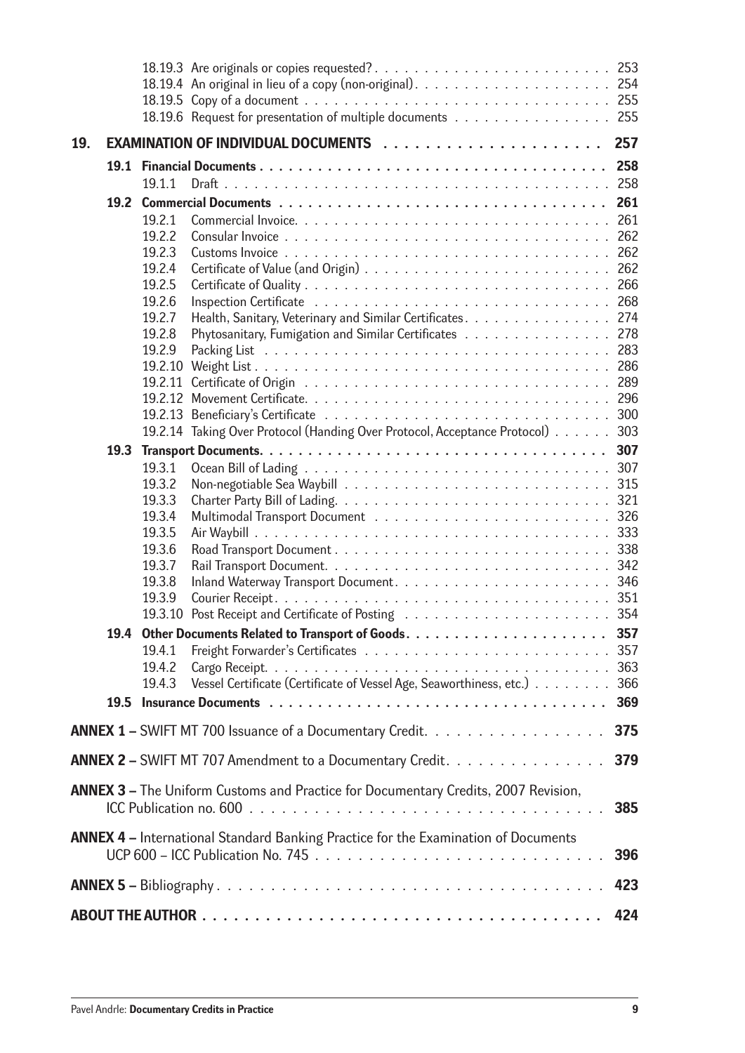18.19.3 Are originals or copies requested? . . . . . 253
18.19.4 An original in lieu of a copy (non-original). . . . . 254
18.19.5 Copy of a document . . . . . 255
18.19.6 Request for presentation of multiple documents . . . . . 255

**19. EXAMINATION OF INDIVIDUAL DOCUMENTS . . . . . 257**

**19.1 Financial Documents . . . . . 258**

19.1.1 Draft . . . . . 258

**19.2 Commercial Documents . . . . . 261**

19.2.1 Commercial Invoice. . . . . . 261
19.2.2 Consular Invoice . . . . . 262
19.2.3 Customs Invoice . . . . . 262
19.2.4 Certificate of Value (and Origin) . . . . . 262
19.2.5 Certificate of Quality . . . . . 266
19.2.6 Inspection Certificate . . . . . 268
19.2.7 Health, Sanitary, Veterinary and Similar Certificates. . . . . . 274
19.2.8 Phytosanitary, Fumigation and Similar Certificates . . . . . 278
19.2.9 Packing List . . . . . 283
19.2.10 Weight List . . . . . 286
19.2.11 Certificate of Origin . . . . . 289
19.2.12 Movement Certificate. . . . . . 296
19.2.13 Beneficiary's Certificate . . . . . 300
19.2.14 Taking Over Protocol (Handing Over Protocol, Acceptance Protocol) . . . . . 303

**19.3 Transport Documents. . . . . . 307**

19.3.1 Ocean Bill of Lading . . . . . 307
19.3.2 Non-negotiable Sea Waybill . . . . . 315
19.3.3 Charter Party Bill of Lading. . . . . . 321
19.3.4 Multimodal Transport Document . . . . . 326
19.3.5 Air Waybill . . . . . 333
19.3.6 Road Transport Document . . . . . 338
19.3.7 Rail Transport Document. . . . . . 342
19.3.8 Inland Waterway Transport Document. . . . . . 346
19.3.9 Courier Receipt. . . . . . 351
19.3.10 Post Receipt and Certificate of Posting . . . . . 354

**19.4 Other Documents Related to Transport of Goods. . . . . . 357**

19.4.1 Freight Forwarder's Certificates . . . . . 357
19.4.2 Cargo Receipt. . . . . . 363
19.4.3 Vessel Certificate (Certificate of Vessel Age, Seaworthiness, etc.) . . . . . 366

**19.5 Insurance Documents . . . . . 369**

**ANNEX 1 –** SWIFT MT 700 Issuance of a Documentary Credit. . . . . . **375**

**ANNEX 2 –** SWIFT MT 707 Amendment to a Documentary Credit. . . . . . **379**

**ANNEX 3 –** The Uniform Customs and Practice for Documentary Credits, 2007 Revision, ICC Publication no. 600 . . . . . **385**

**ANNEX 4 –** International Standard Banking Practice for the Examination of Documents UCP 600 – ICC Publication No. 745 . . . . . **396**

**ANNEX 5 –** Bibliography . . . . . **423**

**ABOUT THE AUTHOR . . . . . 424**